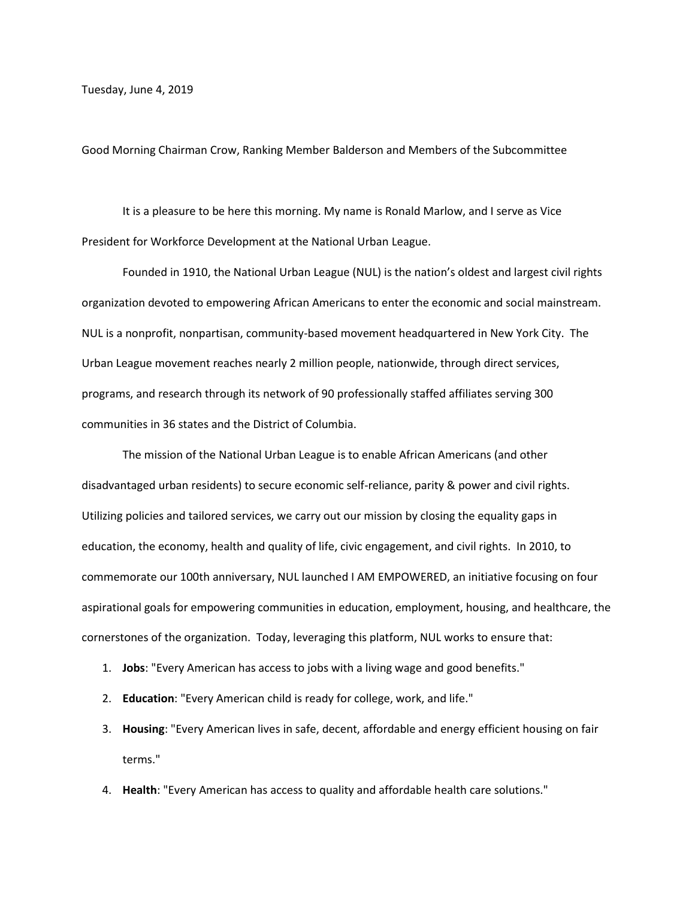Tuesday, June 4, 2019

Good Morning Chairman Crow, Ranking Member Balderson and Members of the Subcommittee

It is a pleasure to be here this morning. My name is Ronald Marlow, and I serve as Vice President for Workforce Development at the National Urban League.

Founded in 1910, the National Urban League (NUL) is the nation's oldest and largest civil rights organization devoted to empowering African Americans to enter the economic and social mainstream. NUL is a nonprofit, nonpartisan, community-based movement headquartered in New York City. The Urban League movement reaches nearly 2 million people, nationwide, through direct services, programs, and research through its network of 90 professionally staffed affiliates serving 300 communities in 36 states and the District of Columbia.

The mission of the National Urban League is to enable African Americans (and other disadvantaged urban residents) to secure economic self-reliance, parity & power and civil rights. Utilizing policies and tailored services, we carry out our mission by closing the equality gaps in education, the economy, health and quality of life, civic engagement, and civil rights. In 2010, to commemorate our 100th anniversary, NUL launched I AM EMPOWERED, an initiative focusing on four aspirational goals for empowering communities in education, employment, housing, and healthcare, the cornerstones of the organization. Today, leveraging this platform, NUL works to ensure that:

1. **Jobs**: "Every American has access to jobs with a living wage and good benefits."
2. **Education**: "Every American child is ready for college, work, and life."
3. **Housing**: "Every American lives in safe, decent, affordable and energy efficient housing on fair terms."
4. **Health**: "Every American has access to quality and affordable health care solutions."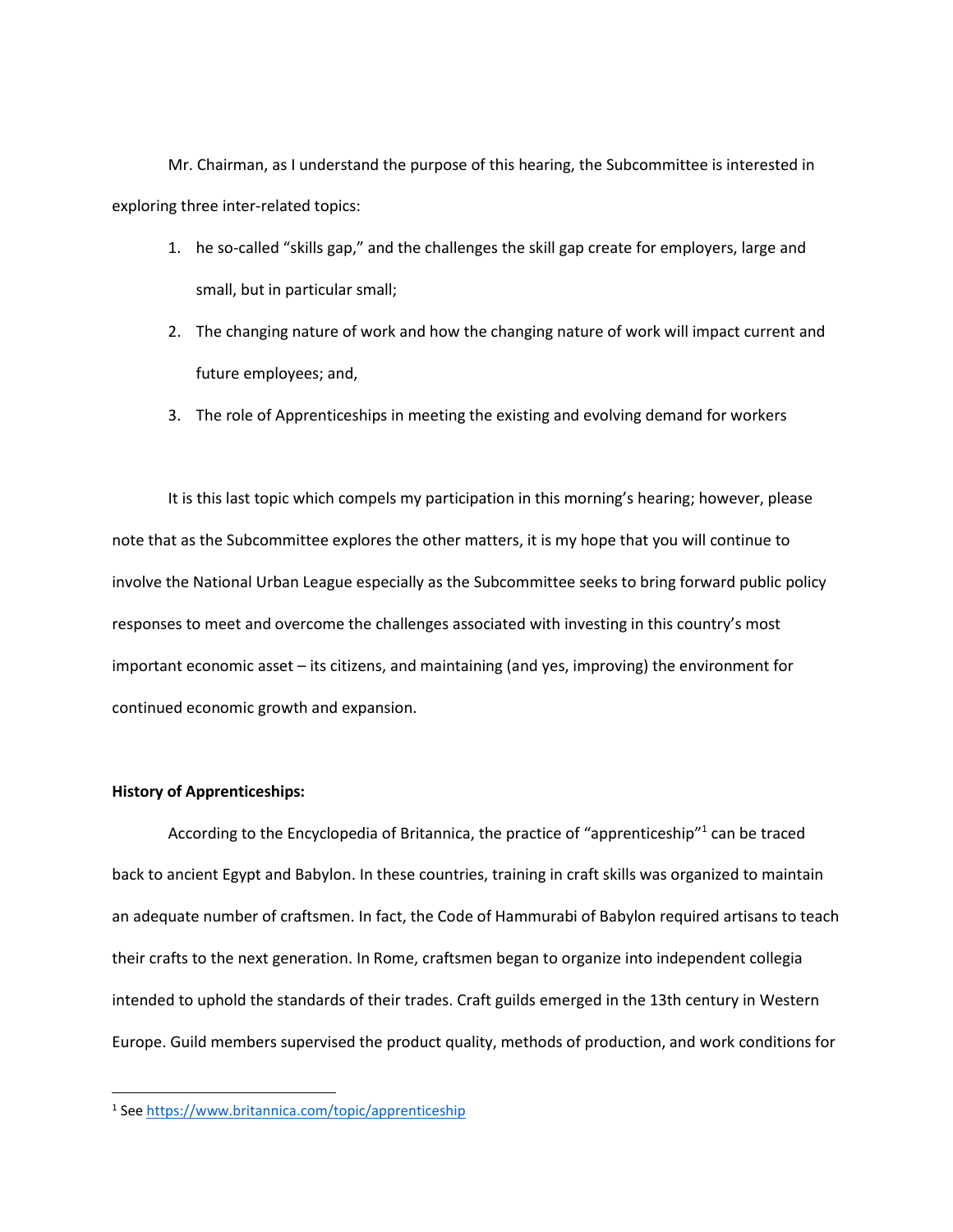Mr. Chairman, as I understand the purpose of this hearing, the Subcommittee is interested in exploring three inter-related topics:

1. he so-called "skills gap," and the challenges the skill gap create for employers, large and small, but in particular small;
2. The changing nature of work and how the changing nature of work will impact current and future employees; and,
3. The role of Apprenticeships in meeting the existing and evolving demand for workers

It is this last topic which compels my participation in this morning's hearing; however, please note that as the Subcommittee explores the other matters, it is my hope that you will continue to involve the National Urban League especially as the Subcommittee seeks to bring forward public policy responses to meet and overcome the challenges associated with investing in this country's most important economic asset – its citizens, and maintaining (and yes, improving) the environment for continued economic growth and expansion.

**History of Apprenticeships:**

According to the Encyclopedia of Britannica, the practice of "apprenticeship"[1] can be traced back to ancient Egypt and Babylon. In these countries, training in craft skills was organized to maintain an adequate number of craftsmen. In fact, the Code of Hammurabi of Babylon required artisans to teach their crafts to the next generation. In Rome, craftsmen began to organize into independent collegia intended to uphold the standards of their trades. Craft guilds emerged in the 13th century in Western Europe. Guild members supervised the product quality, methods of production, and work conditions for

[1] See https://www.britannica.com/topic/apprenticeship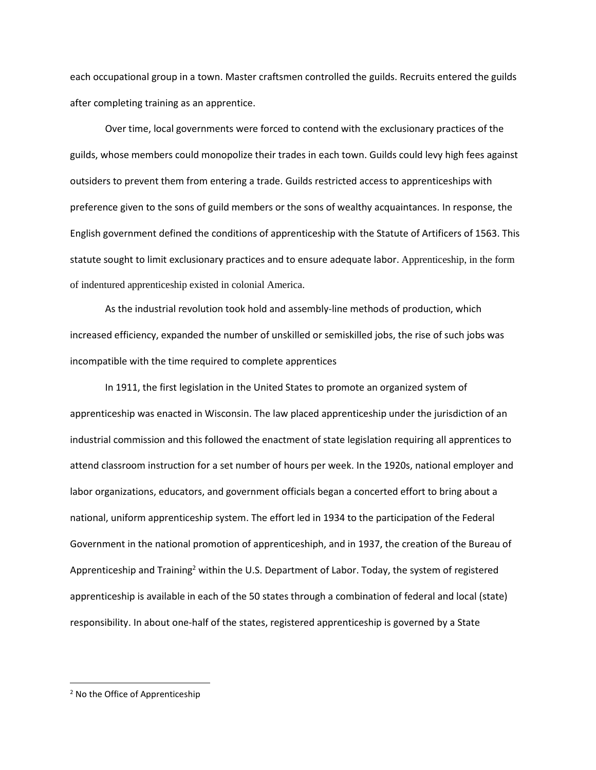each occupational group in a town. Master craftsmen controlled the guilds. Recruits entered the guilds after completing training as an apprentice.

Over time, local governments were forced to contend with the exclusionary practices of the guilds, whose members could monopolize their trades in each town. Guilds could levy high fees against outsiders to prevent them from entering a trade. Guilds restricted access to apprenticeships with preference given to the sons of guild members or the sons of wealthy acquaintances. In response, the English government defined the conditions of apprenticeship with the Statute of Artificers of 1563. This statute sought to limit exclusionary practices and to ensure adequate labor. Apprenticeship, in the form of indentured apprenticeship existed in colonial America.

As the industrial revolution took hold and assembly-line methods of production, which increased efficiency, expanded the number of unskilled or semiskilled jobs, the rise of such jobs was incompatible with the time required to complete apprentices

In 1911, the first legislation in the United States to promote an organized system of apprenticeship was enacted in Wisconsin. The law placed apprenticeship under the jurisdiction of an industrial commission and this followed the enactment of state legislation requiring all apprentices to attend classroom instruction for a set number of hours per week. In the 1920s, national employer and labor organizations, educators, and government officials began a concerted effort to bring about a national, uniform apprenticeship system. The effort led in 1934 to the participation of the Federal Government in the national promotion of apprenticeshiph, and in 1937, the creation of the Bureau of Apprenticeship and Training[2] within the U.S. Department of Labor. Today, the system of registered apprenticeship is available in each of the 50 states through a combination of federal and local (state) responsibility. In about one-half of the states, registered apprenticeship is governed by a State

[2] No the Office of Apprenticeship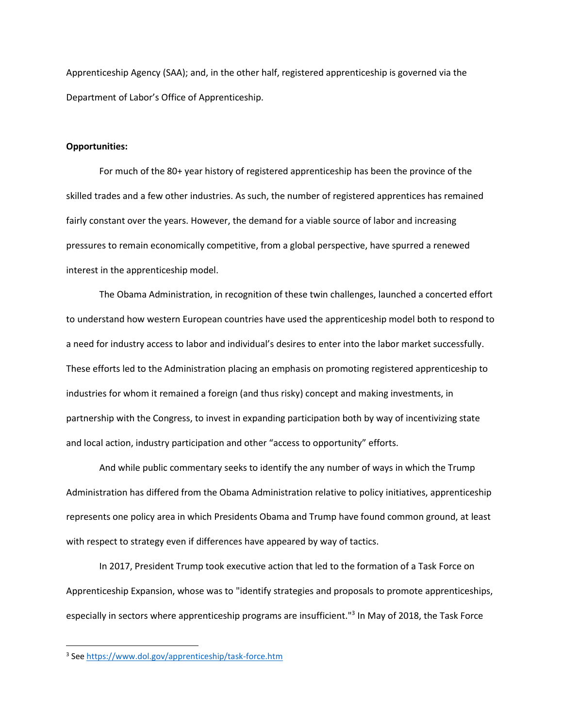Apprenticeship Agency (SAA); and, in the other half, registered apprenticeship is governed via the Department of Labor's Office of Apprenticeship.

**Opportunities:**

For much of the 80+ year history of registered apprenticeship has been the province of the skilled trades and a few other industries. As such, the number of registered apprentices has remained fairly constant over the years. However, the demand for a viable source of labor and increasing pressures to remain economically competitive, from a global perspective, have spurred a renewed interest in the apprenticeship model.

The Obama Administration, in recognition of these twin challenges, launched a concerted effort to understand how western European countries have used the apprenticeship model both to respond to a need for industry access to labor and individual's desires to enter into the labor market successfully. These efforts led to the Administration placing an emphasis on promoting registered apprenticeship to industries for whom it remained a foreign (and thus risky) concept and making investments, in partnership with the Congress, to invest in expanding participation both by way of incentivizing state and local action, industry participation and other "access to opportunity" efforts.

And while public commentary seeks to identify the any number of ways in which the Trump Administration has differed from the Obama Administration relative to policy initiatives, apprenticeship represents one policy area in which Presidents Obama and Trump have found common ground, at least with respect to strategy even if differences have appeared by way of tactics.

In 2017, President Trump took executive action that led to the formation of a Task Force on Apprenticeship Expansion, whose was to "identify strategies and proposals to promote apprenticeships, especially in sectors where apprenticeship programs are insufficient."[3] In May of 2018, the Task Force

[3] See https://www.dol.gov/apprenticeship/task-force.htm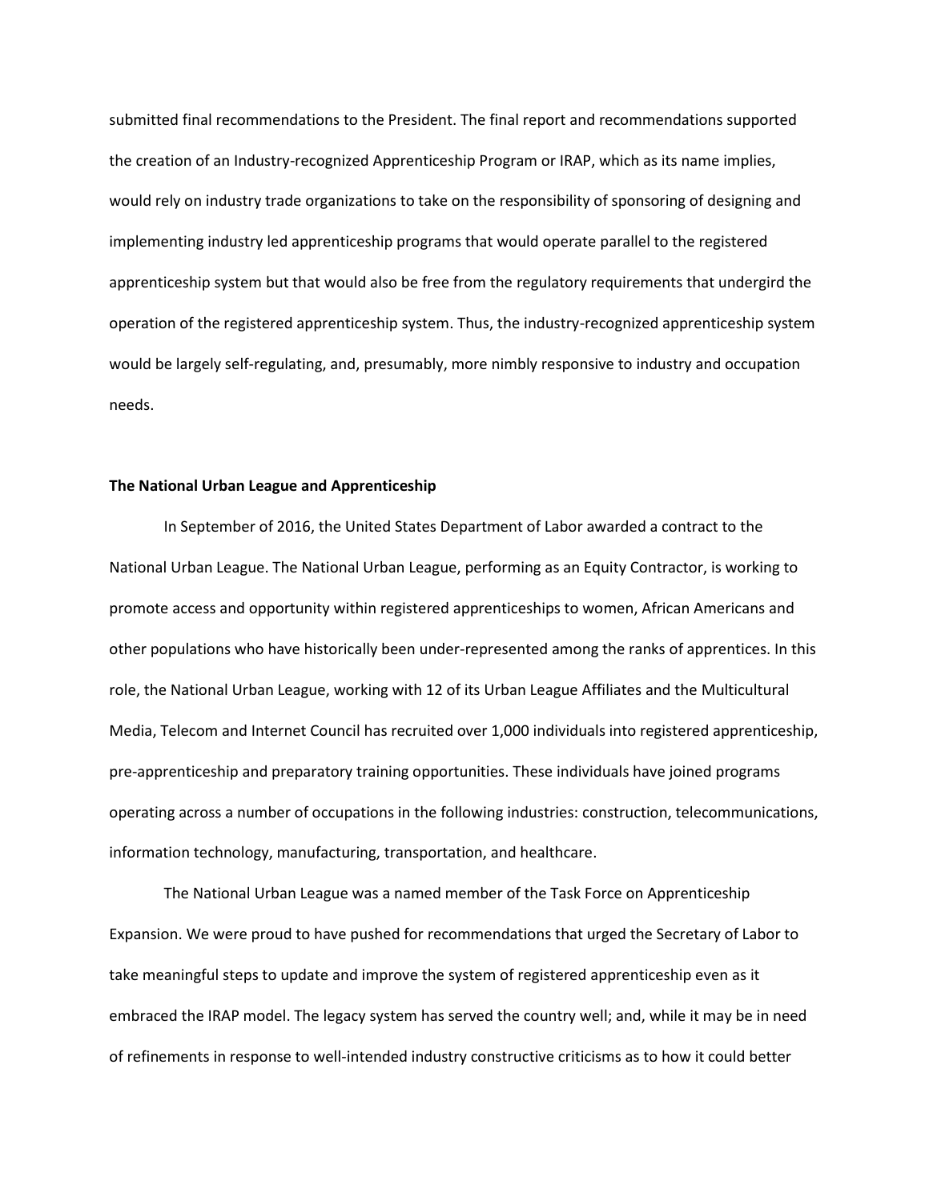submitted final recommendations to the President. The final report and recommendations supported the creation of an Industry-recognized Apprenticeship Program or IRAP, which as its name implies, would rely on industry trade organizations to take on the responsibility of sponsoring of designing and implementing industry led apprenticeship programs that would operate parallel to the registered apprenticeship system but that would also be free from the regulatory requirements that undergird the operation of the registered apprenticeship system. Thus, the industry-recognized apprenticeship system would be largely self-regulating, and, presumably, more nimbly responsive to industry and occupation needs.

**The National Urban League and Apprenticeship**

In September of 2016, the United States Department of Labor awarded a contract to the National Urban League. The National Urban League, performing as an Equity Contractor, is working to promote access and opportunity within registered apprenticeships to women, African Americans and other populations who have historically been under-represented among the ranks of apprentices. In this role, the National Urban League, working with 12 of its Urban League Affiliates and the Multicultural Media, Telecom and Internet Council has recruited over 1,000 individuals into registered apprenticeship, pre-apprenticeship and preparatory training opportunities. These individuals have joined programs operating across a number of occupations in the following industries: construction, telecommunications, information technology, manufacturing, transportation, and healthcare.

The National Urban League was a named member of the Task Force on Apprenticeship Expansion. We were proud to have pushed for recommendations that urged the Secretary of Labor to take meaningful steps to update and improve the system of registered apprenticeship even as it embraced the IRAP model. The legacy system has served the country well; and, while it may be in need of refinements in response to well-intended industry constructive criticisms as to how it could better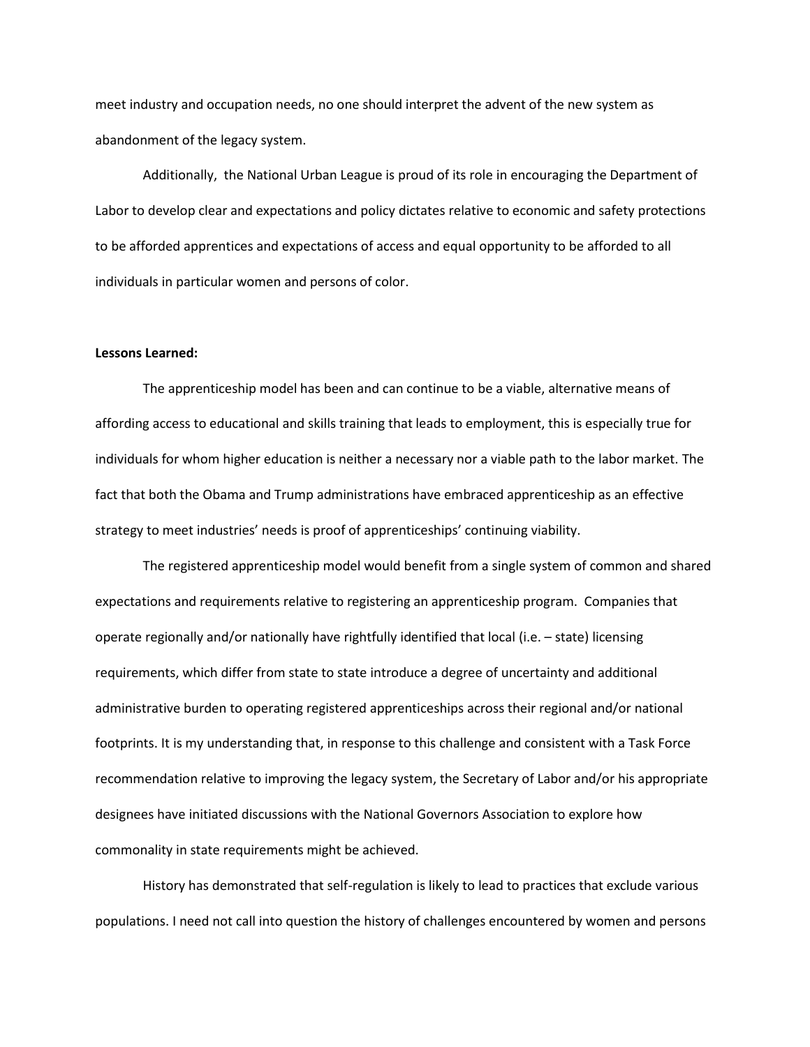meet industry and occupation needs, no one should interpret the advent of the new system as abandonment of the legacy system.

Additionally, the National Urban League is proud of its role in encouraging the Department of Labor to develop clear and expectations and policy dictates relative to economic and safety protections to be afforded apprentices and expectations of access and equal opportunity to be afforded to all individuals in particular women and persons of color.

**Lessons Learned:**

The apprenticeship model has been and can continue to be a viable, alternative means of affording access to educational and skills training that leads to employment, this is especially true for individuals for whom higher education is neither a necessary nor a viable path to the labor market. The fact that both the Obama and Trump administrations have embraced apprenticeship as an effective strategy to meet industries' needs is proof of apprenticeships' continuing viability.

The registered apprenticeship model would benefit from a single system of common and shared expectations and requirements relative to registering an apprenticeship program. Companies that operate regionally and/or nationally have rightfully identified that local (i.e. – state) licensing requirements, which differ from state to state introduce a degree of uncertainty and additional administrative burden to operating registered apprenticeships across their regional and/or national footprints. It is my understanding that, in response to this challenge and consistent with a Task Force recommendation relative to improving the legacy system, the Secretary of Labor and/or his appropriate designees have initiated discussions with the National Governors Association to explore how commonality in state requirements might be achieved.

History has demonstrated that self-regulation is likely to lead to practices that exclude various populations. I need not call into question the history of challenges encountered by women and persons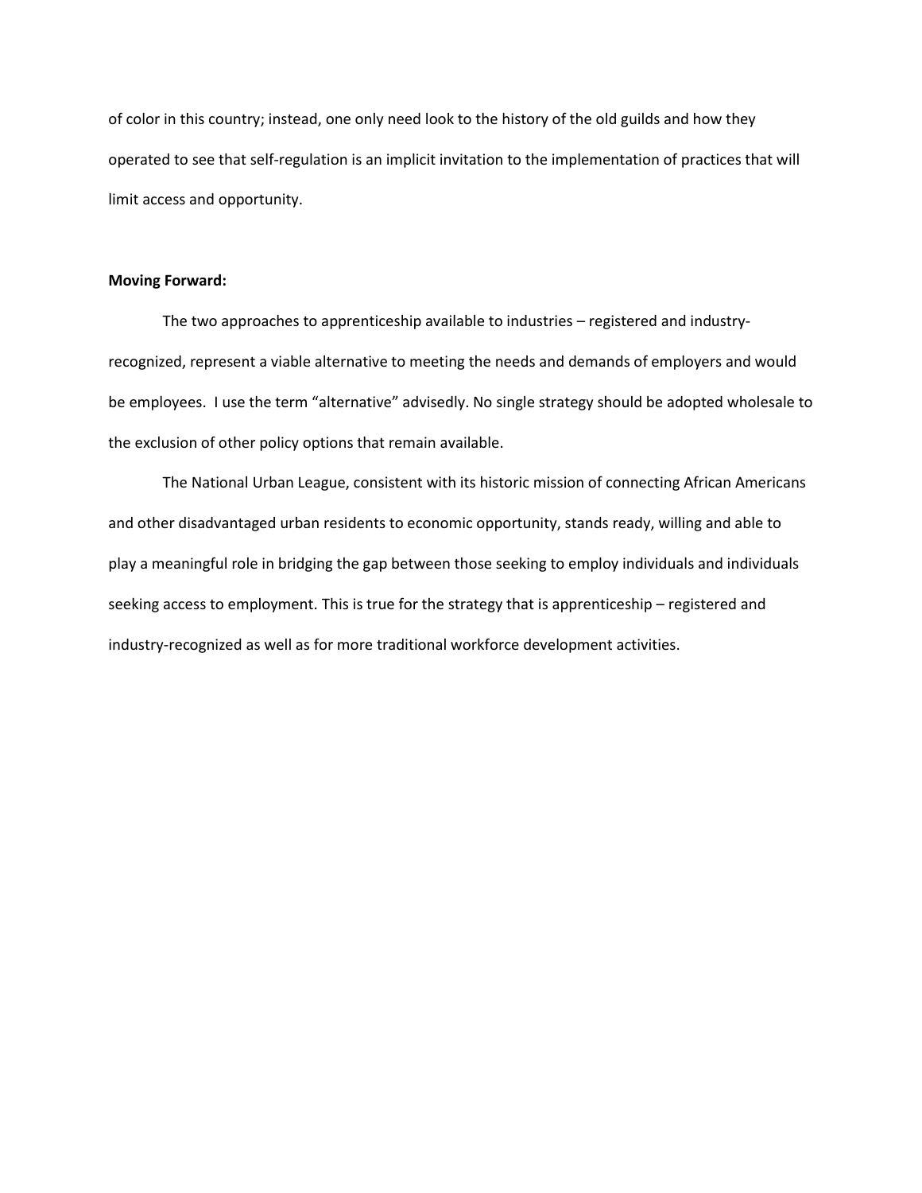of color in this country; instead, one only need look to the history of the old guilds and how they operated to see that self-regulation is an implicit invitation to the implementation of practices that will limit access and opportunity.

**Moving Forward:**

The two approaches to apprenticeship available to industries – registered and industry-recognized, represent a viable alternative to meeting the needs and demands of employers and would be employees. I use the term "alternative" advisedly. No single strategy should be adopted wholesale to the exclusion of other policy options that remain available.

The National Urban League, consistent with its historic mission of connecting African Americans and other disadvantaged urban residents to economic opportunity, stands ready, willing and able to play a meaningful role in bridging the gap between those seeking to employ individuals and individuals seeking access to employment. This is true for the strategy that is apprenticeship – registered and industry-recognized as well as for more traditional workforce development activities.